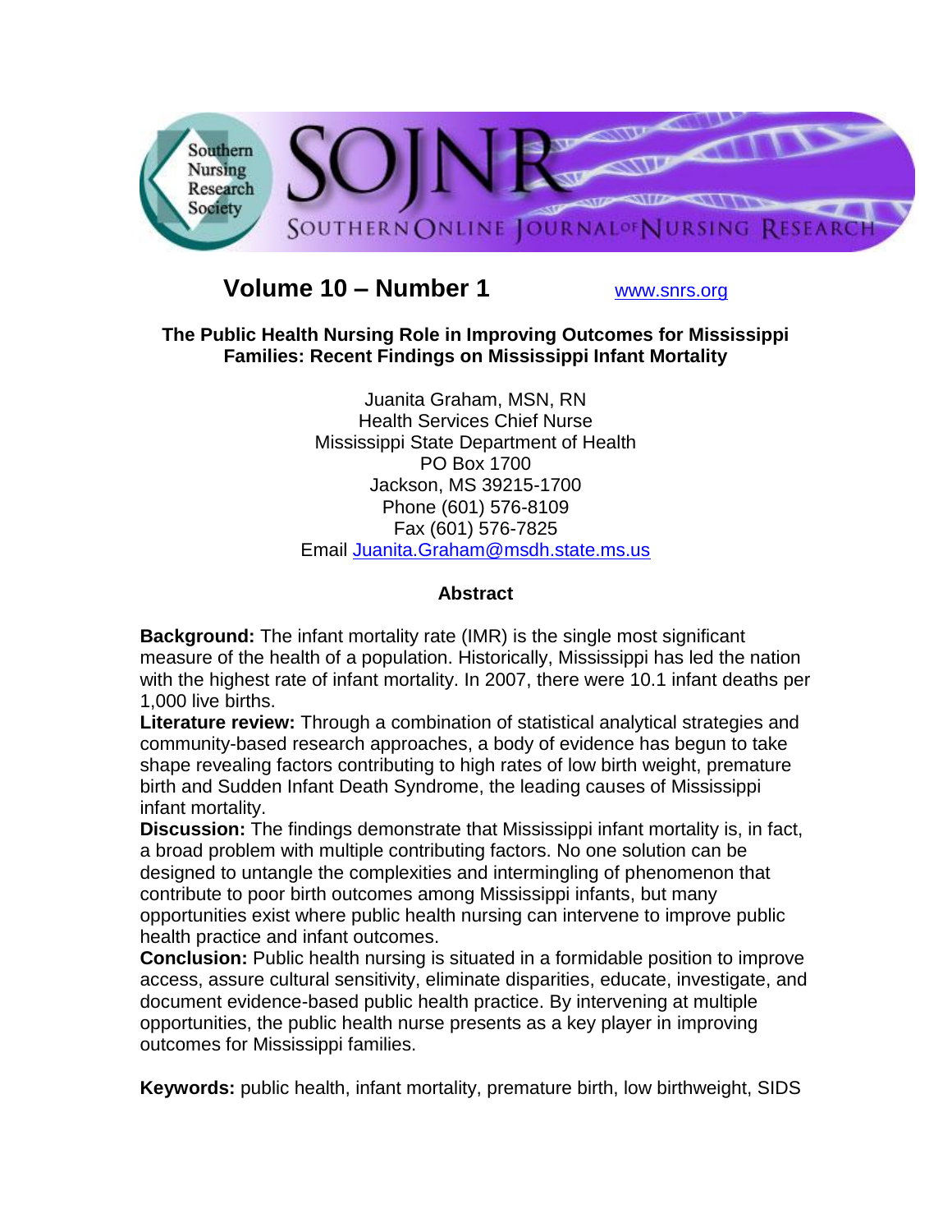# SOJNR – Southern Online Journal of Nursing Research

Southern Nursing Research Society

**Volume 10 – Number 1** www.snrs.org

## The Public Health Nursing Role in Improving Outcomes for Mississippi Families: Recent Findings on Mississippi Infant Mortality

Juanita Graham, MSN, RN
Health Services Chief Nurse
Mississippi State Department of Health
PO Box 1700
Jackson, MS 39215-1700
Phone (601) 576-8109
Fax (601) 576-7825
Email Juanita.Graham@msdh.state.ms.us

### Abstract

**Background:** The infant mortality rate (IMR) is the single most significant measure of the health of a population. Historically, Mississippi has led the nation with the highest rate of infant mortality. In 2007, there were 10.1 infant deaths per 1,000 live births.

**Literature review:** Through a combination of statistical analytical strategies and community-based research approaches, a body of evidence has begun to take shape revealing factors contributing to high rates of low birth weight, premature birth and Sudden Infant Death Syndrome, the leading causes of Mississippi infant mortality.

**Discussion:** The findings demonstrate that Mississippi infant mortality is, in fact, a broad problem with multiple contributing factors. No one solution can be designed to untangle the complexities and intermingling of phenomenon that contribute to poor birth outcomes among Mississippi infants, but many opportunities exist where public health nursing can intervene to improve public health practice and infant outcomes.

**Conclusion:** Public health nursing is situated in a formidable position to improve access, assure cultural sensitivity, eliminate disparities, educate, investigate, and document evidence-based public health practice. By intervening at multiple opportunities, the public health nurse presents as a key player in improving outcomes for Mississippi families.

**Keywords:** public health, infant mortality, premature birth, low birthweight, SIDS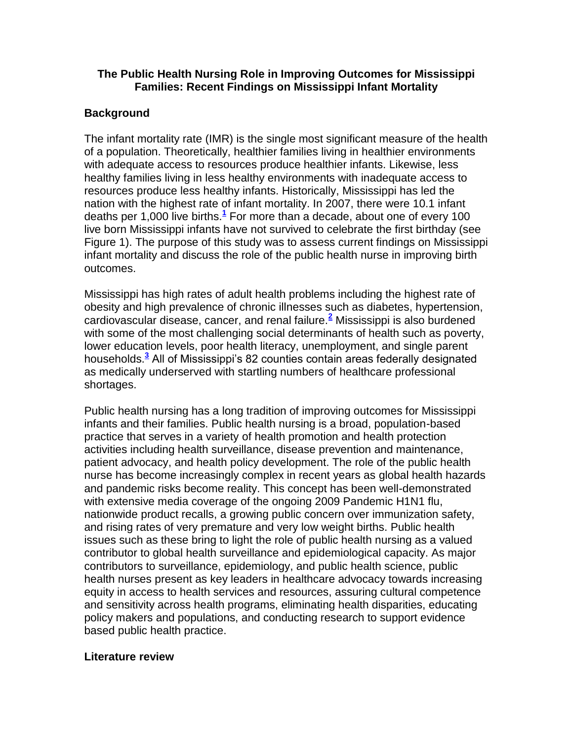**The Public Health Nursing Role in Improving Outcomes for Mississippi Families: Recent Findings on Mississippi Infant Mortality**

## Background

The infant mortality rate (IMR) is the single most significant measure of the health of a population. Theoretically, healthier families living in healthier environments with adequate access to resources produce healthier infants. Likewise, less healthy families living in less healthy environments with inadequate access to resources produce less healthy infants. Historically, Mississippi has led the nation with the highest rate of infant mortality. In 2007, there were 10.1 infant deaths per 1,000 live births.[1] For more than a decade, about one of every 100 live born Mississippi infants have not survived to celebrate the first birthday (see Figure 1). The purpose of this study was to assess current findings on Mississippi infant mortality and discuss the role of the public health nurse in improving birth outcomes.

Mississippi has high rates of adult health problems including the highest rate of obesity and high prevalence of chronic illnesses such as diabetes, hypertension, cardiovascular disease, cancer, and renal failure.[2] Mississippi is also burdened with some of the most challenging social determinants of health such as poverty, lower education levels, poor health literacy, unemployment, and single parent households.[3] All of Mississippi's 82 counties contain areas federally designated as medically underserved with startling numbers of healthcare professional shortages.

Public health nursing has a long tradition of improving outcomes for Mississippi infants and their families. Public health nursing is a broad, population-based practice that serves in a variety of health promotion and health protection activities including health surveillance, disease prevention and maintenance, patient advocacy, and health policy development. The role of the public health nurse has become increasingly complex in recent years as global health hazards and pandemic risks become reality. This concept has been well-demonstrated with extensive media coverage of the ongoing 2009 Pandemic H1N1 flu, nationwide product recalls, a growing public concern over immunization safety, and rising rates of very premature and very low weight births. Public health issues such as these bring to light the role of public health nursing as a valued contributor to global health surveillance and epidemiological capacity. As major contributors to surveillance, epidemiology, and public health science, public health nurses present as key leaders in healthcare advocacy towards increasing equity in access to health services and resources, assuring cultural competence and sensitivity across health programs, eliminating health disparities, educating policy makers and populations, and conducting research to support evidence based public health practice.

## Literature review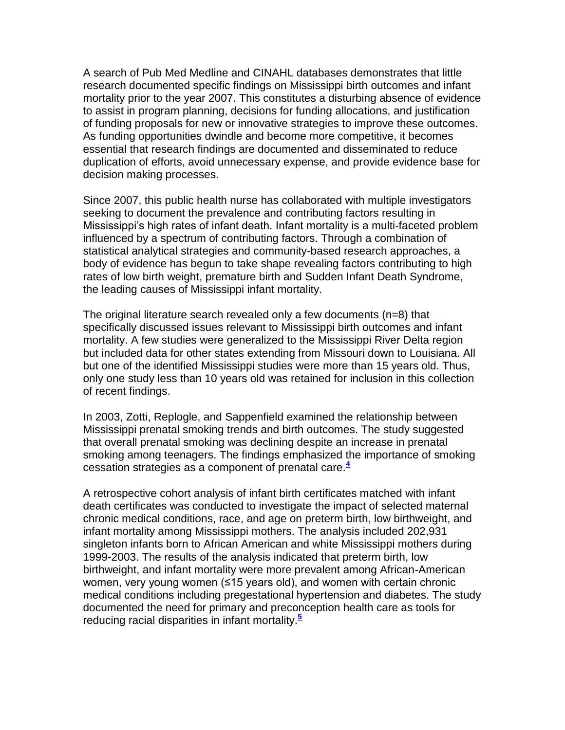A search of Pub Med Medline and CINAHL databases demonstrates that little research documented specific findings on Mississippi birth outcomes and infant mortality prior to the year 2007. This constitutes a disturbing absence of evidence to assist in program planning, decisions for funding allocations, and justification of funding proposals for new or innovative strategies to improve these outcomes. As funding opportunities dwindle and become more competitive, it becomes essential that research findings are documented and disseminated to reduce duplication of efforts, avoid unnecessary expense, and provide evidence base for decision making processes.

Since 2007, this public health nurse has collaborated with multiple investigators seeking to document the prevalence and contributing factors resulting in Mississippi's high rates of infant death. Infant mortality is a multi-faceted problem influenced by a spectrum of contributing factors. Through a combination of statistical analytical strategies and community-based research approaches, a body of evidence has begun to take shape revealing factors contributing to high rates of low birth weight, premature birth and Sudden Infant Death Syndrome, the leading causes of Mississippi infant mortality.

The original literature search revealed only a few documents (n=8) that specifically discussed issues relevant to Mississippi birth outcomes and infant mortality. A few studies were generalized to the Mississippi River Delta region but included data for other states extending from Missouri down to Louisiana. All but one of the identified Mississippi studies were more than 15 years old. Thus, only one study less than 10 years old was retained for inclusion in this collection of recent findings.

In 2003, Zotti, Replogle, and Sappenfield examined the relationship between Mississippi prenatal smoking trends and birth outcomes. The study suggested that overall prenatal smoking was declining despite an increase in prenatal smoking among teenagers. The findings emphasized the importance of smoking cessation strategies as a component of prenatal care.[4]

A retrospective cohort analysis of infant birth certificates matched with infant death certificates was conducted to investigate the impact of selected maternal chronic medical conditions, race, and age on preterm birth, low birthweight, and infant mortality among Mississippi mothers. The analysis included 202,931 singleton infants born to African American and white Mississippi mothers during 1999-2003. The results of the analysis indicated that preterm birth, low birthweight, and infant mortality were more prevalent among African-American women, very young women (≤15 years old), and women with certain chronic medical conditions including pregestational hypertension and diabetes. The study documented the need for primary and preconception health care as tools for reducing racial disparities in infant mortality.[5]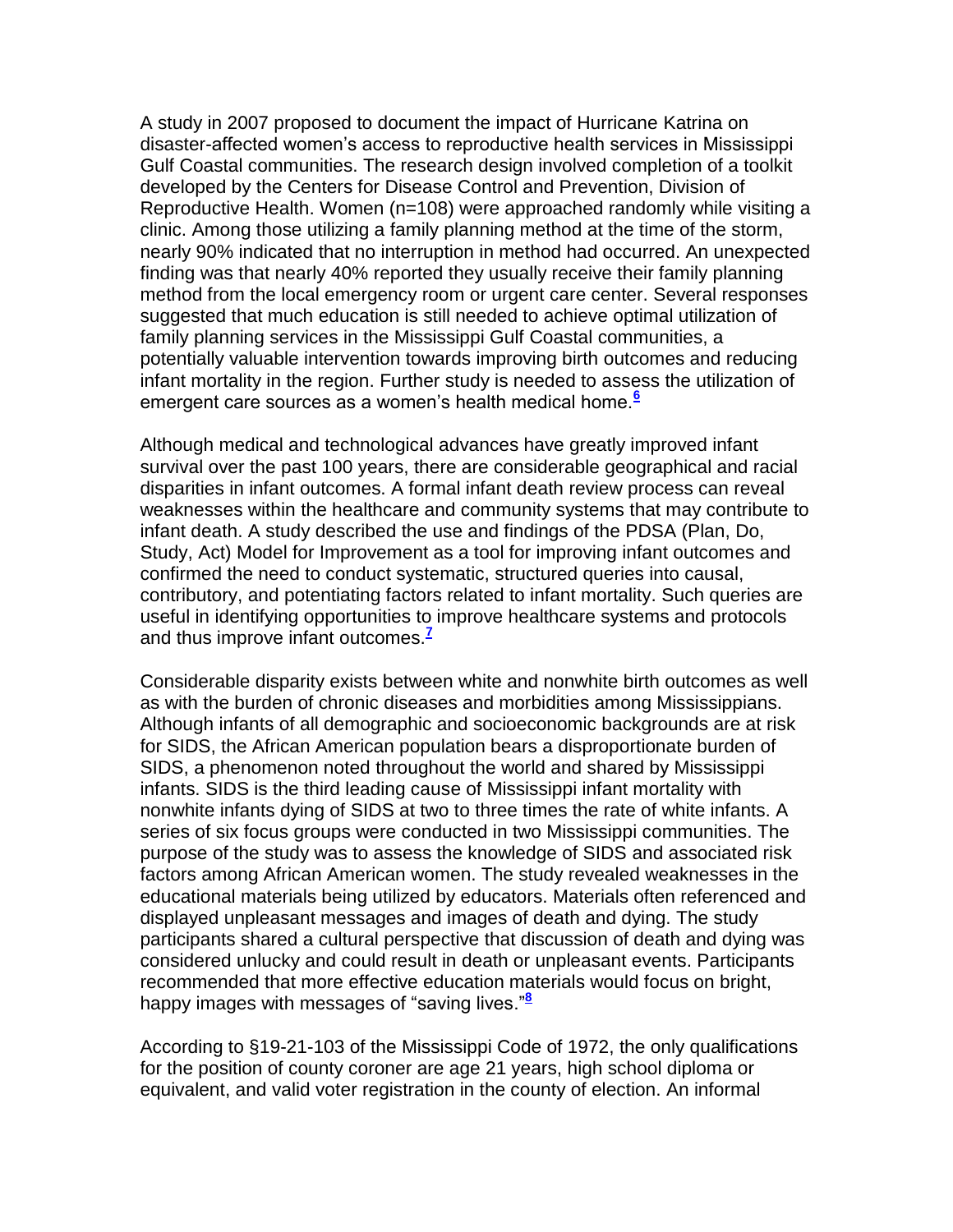A study in 2007 proposed to document the impact of Hurricane Katrina on disaster-affected women's access to reproductive health services in Mississippi Gulf Coastal communities. The research design involved completion of a toolkit developed by the Centers for Disease Control and Prevention, Division of Reproductive Health. Women (n=108) were approached randomly while visiting a clinic. Among those utilizing a family planning method at the time of the storm, nearly 90% indicated that no interruption in method had occurred. An unexpected finding was that nearly 40% reported they usually receive their family planning method from the local emergency room or urgent care center. Several responses suggested that much education is still needed to achieve optimal utilization of family planning services in the Mississippi Gulf Coastal communities, a potentially valuable intervention towards improving birth outcomes and reducing infant mortality in the region. Further study is needed to assess the utilization of emergent care sources as a women's health medical home.[6]

Although medical and technological advances have greatly improved infant survival over the past 100 years, there are considerable geographical and racial disparities in infant outcomes. A formal infant death review process can reveal weaknesses within the healthcare and community systems that may contribute to infant death. A study described the use and findings of the PDSA (Plan, Do, Study, Act) Model for Improvement as a tool for improving infant outcomes and confirmed the need to conduct systematic, structured queries into causal, contributory, and potentiating factors related to infant mortality. Such queries are useful in identifying opportunities to improve healthcare systems and protocols and thus improve infant outcomes.[7]

Considerable disparity exists between white and nonwhite birth outcomes as well as with the burden of chronic diseases and morbidities among Mississippians. Although infants of all demographic and socioeconomic backgrounds are at risk for SIDS, the African American population bears a disproportionate burden of SIDS, a phenomenon noted throughout the world and shared by Mississippi infants. SIDS is the third leading cause of Mississippi infant mortality with nonwhite infants dying of SIDS at two to three times the rate of white infants. A series of six focus groups were conducted in two Mississippi communities. The purpose of the study was to assess the knowledge of SIDS and associated risk factors among African American women. The study revealed weaknesses in the educational materials being utilized by educators. Materials often referenced and displayed unpleasant messages and images of death and dying. The study participants shared a cultural perspective that discussion of death and dying was considered unlucky and could result in death or unpleasant events. Participants recommended that more effective education materials would focus on bright, happy images with messages of "saving lives."[8]

According to §19-21-103 of the Mississippi Code of 1972, the only qualifications for the position of county coroner are age 21 years, high school diploma or equivalent, and valid voter registration in the county of election. An informal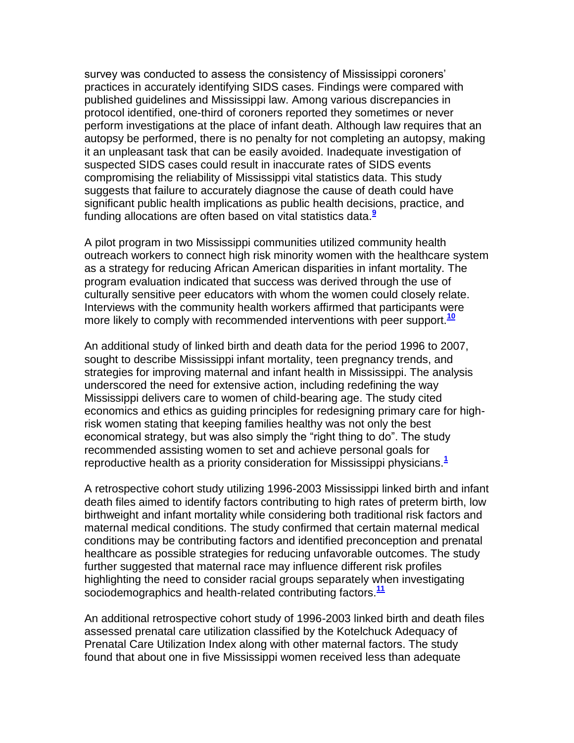survey was conducted to assess the consistency of Mississippi coroners' practices in accurately identifying SIDS cases. Findings were compared with published guidelines and Mississippi law. Among various discrepancies in protocol identified, one-third of coroners reported they sometimes or never perform investigations at the place of infant death. Although law requires that an autopsy be performed, there is no penalty for not completing an autopsy, making it an unpleasant task that can be easily avoided. Inadequate investigation of suspected SIDS cases could result in inaccurate rates of SIDS events compromising the reliability of Mississippi vital statistics data. This study suggests that failure to accurately diagnose the cause of death could have significant public health implications as public health decisions, practice, and funding allocations are often based on vital statistics data.[9]

A pilot program in two Mississippi communities utilized community health outreach workers to connect high risk minority women with the healthcare system as a strategy for reducing African American disparities in infant mortality. The program evaluation indicated that success was derived through the use of culturally sensitive peer educators with whom the women could closely relate. Interviews with the community health workers affirmed that participants were more likely to comply with recommended interventions with peer support.[10]

An additional study of linked birth and death data for the period 1996 to 2007, sought to describe Mississippi infant mortality, teen pregnancy trends, and strategies for improving maternal and infant health in Mississippi. The analysis underscored the need for extensive action, including redefining the way Mississippi delivers care to women of child-bearing age. The study cited economics and ethics as guiding principles for redesigning primary care for high-risk women stating that keeping families healthy was not only the best economical strategy, but was also simply the "right thing to do". The study recommended assisting women to set and achieve personal goals for reproductive health as a priority consideration for Mississippi physicians.[1]

A retrospective cohort study utilizing 1996-2003 Mississippi linked birth and infant death files aimed to identify factors contributing to high rates of preterm birth, low birthweight and infant mortality while considering both traditional risk factors and maternal medical conditions. The study confirmed that certain maternal medical conditions may be contributing factors and identified preconception and prenatal healthcare as possible strategies for reducing unfavorable outcomes. The study further suggested that maternal race may influence different risk profiles highlighting the need to consider racial groups separately when investigating sociodemographics and health-related contributing factors.[11]

An additional retrospective cohort study of 1996-2003 linked birth and death files assessed prenatal care utilization classified by the Kotelchuck Adequacy of Prenatal Care Utilization Index along with other maternal factors. The study found that about one in five Mississippi women received less than adequate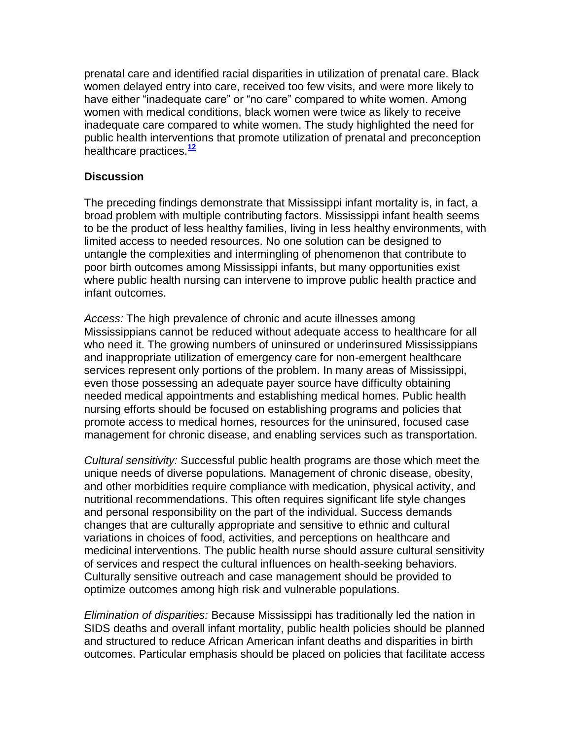prenatal care and identified racial disparities in utilization of prenatal care. Black women delayed entry into care, received too few visits, and were more likely to have either "inadequate care" or "no care" compared to white women. Among women with medical conditions, black women were twice as likely to receive inadequate care compared to white women. The study highlighted the need for public health interventions that promote utilization of prenatal and preconception healthcare practices.[12]

**Discussion**

The preceding findings demonstrate that Mississippi infant mortality is, in fact, a broad problem with multiple contributing factors. Mississippi infant health seems to be the product of less healthy families, living in less healthy environments, with limited access to needed resources. No one solution can be designed to untangle the complexities and intermingling of phenomenon that contribute to poor birth outcomes among Mississippi infants, but many opportunities exist where public health nursing can intervene to improve public health practice and infant outcomes.

*Access:* The high prevalence of chronic and acute illnesses among Mississippians cannot be reduced without adequate access to healthcare for all who need it. The growing numbers of uninsured or underinsured Mississippians and inappropriate utilization of emergency care for non-emergent healthcare services represent only portions of the problem. In many areas of Mississippi, even those possessing an adequate payer source have difficulty obtaining needed medical appointments and establishing medical homes. Public health nursing efforts should be focused on establishing programs and policies that promote access to medical homes, resources for the uninsured, focused case management for chronic disease, and enabling services such as transportation.

*Cultural sensitivity:* Successful public health programs are those which meet the unique needs of diverse populations. Management of chronic disease, obesity, and other morbidities require compliance with medication, physical activity, and nutritional recommendations. This often requires significant life style changes and personal responsibility on the part of the individual. Success demands changes that are culturally appropriate and sensitive to ethnic and cultural variations in choices of food, activities, and perceptions on healthcare and medicinal interventions. The public health nurse should assure cultural sensitivity of services and respect the cultural influences on health-seeking behaviors. Culturally sensitive outreach and case management should be provided to optimize outcomes among high risk and vulnerable populations.

*Elimination of disparities:* Because Mississippi has traditionally led the nation in SIDS deaths and overall infant mortality, public health policies should be planned and structured to reduce African American infant deaths and disparities in birth outcomes. Particular emphasis should be placed on policies that facilitate access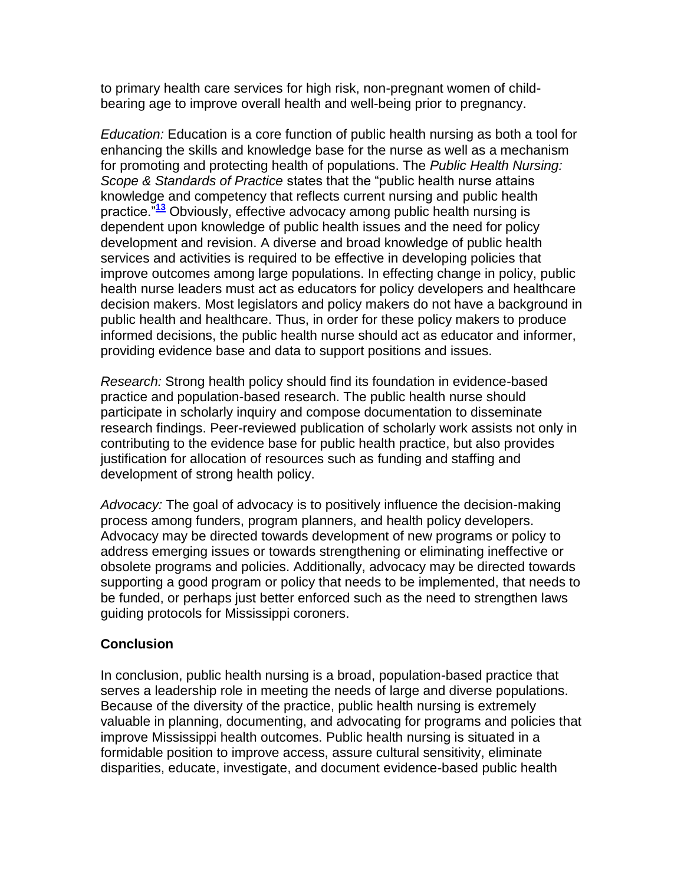to primary health care services for high risk, non-pregnant women of child-bearing age to improve overall health and well-being prior to pregnancy.

*Education:* Education is a core function of public health nursing as both a tool for enhancing the skills and knowledge base for the nurse as well as a mechanism for promoting and protecting health of populations. The *Public Health Nursing: Scope & Standards of Practice* states that the "public health nurse attains knowledge and competency that reflects current nursing and public health practice."[13] Obviously, effective advocacy among public health nursing is dependent upon knowledge of public health issues and the need for policy development and revision. A diverse and broad knowledge of public health services and activities is required to be effective in developing policies that improve outcomes among large populations. In effecting change in policy, public health nurse leaders must act as educators for policy developers and healthcare decision makers. Most legislators and policy makers do not have a background in public health and healthcare. Thus, in order for these policy makers to produce informed decisions, the public health nurse should act as educator and informer, providing evidence base and data to support positions and issues.

*Research:* Strong health policy should find its foundation in evidence-based practice and population-based research. The public health nurse should participate in scholarly inquiry and compose documentation to disseminate research findings. Peer-reviewed publication of scholarly work assists not only in contributing to the evidence base for public health practice, but also provides justification for allocation of resources such as funding and staffing and development of strong health policy.

*Advocacy:* The goal of advocacy is to positively influence the decision-making process among funders, program planners, and health policy developers. Advocacy may be directed towards development of new programs or policy to address emerging issues or towards strengthening or eliminating ineffective or obsolete programs and policies. Additionally, advocacy may be directed towards supporting a good program or policy that needs to be implemented, that needs to be funded, or perhaps just better enforced such as the need to strengthen laws guiding protocols for Mississippi coroners.

## Conclusion

In conclusion, public health nursing is a broad, population-based practice that serves a leadership role in meeting the needs of large and diverse populations. Because of the diversity of the practice, public health nursing is extremely valuable in planning, documenting, and advocating for programs and policies that improve Mississippi health outcomes. Public health nursing is situated in a formidable position to improve access, assure cultural sensitivity, eliminate disparities, educate, investigate, and document evidence-based public health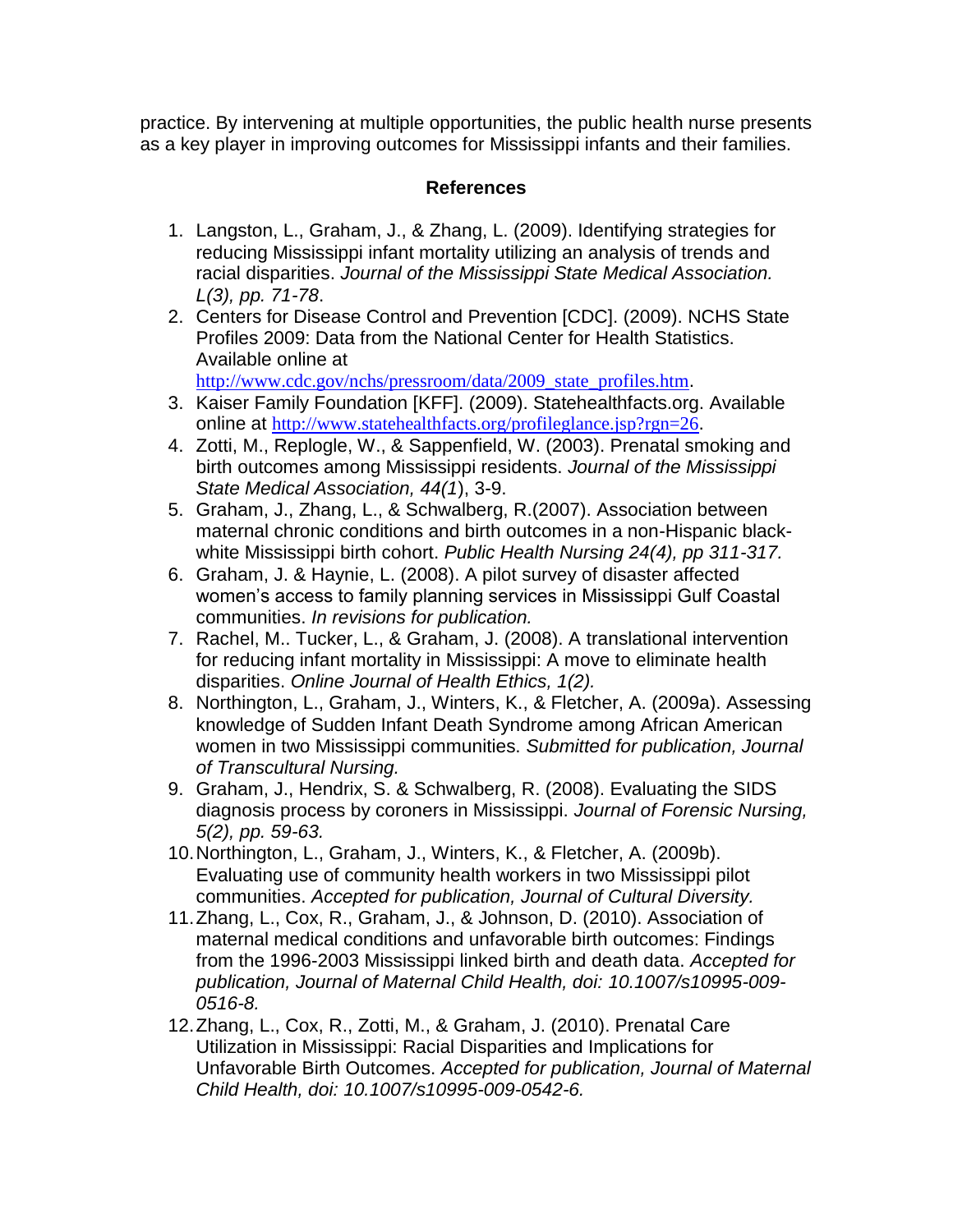practice. By intervening at multiple opportunities, the public health nurse presents as a key player in improving outcomes for Mississippi infants and their families.

## References

1. Langston, L., Graham, J., & Zhang, L. (2009). Identifying strategies for reducing Mississippi infant mortality utilizing an analysis of trends and racial disparities. *Journal of the Mississippi State Medical Association. L(3), pp. 71-78*.
2. Centers for Disease Control and Prevention [CDC]. (2009). NCHS State Profiles 2009: Data from the National Center for Health Statistics. Available online at http://www.cdc.gov/nchs/pressroom/data/2009_state_profiles.htm.
3. Kaiser Family Foundation [KFF]. (2009). Statehealthfacts.org. Available online at http://www.statehealthfacts.org/profileglance.jsp?rgn=26.
4. Zotti, M., Replogle, W., & Sappenfield, W. (2003). Prenatal smoking and birth outcomes among Mississippi residents. *Journal of the Mississippi State Medical Association, 44(1*), 3-9.
5. Graham, J., Zhang, L., & Schwalberg, R.(2007). Association between maternal chronic conditions and birth outcomes in a non-Hispanic black-white Mississippi birth cohort. *Public Health Nursing 24(4), pp 311-317.*
6. Graham, J. & Haynie, L. (2008). A pilot survey of disaster affected women's access to family planning services in Mississippi Gulf Coastal communities. *In revisions for publication.*
7. Rachel, M.. Tucker, L., & Graham, J. (2008). A translational intervention for reducing infant mortality in Mississippi: A move to eliminate health disparities. *Online Journal of Health Ethics, 1(2).*
8. Northington, L., Graham, J., Winters, K., & Fletcher, A. (2009a). Assessing knowledge of Sudden Infant Death Syndrome among African American women in two Mississippi communities. *Submitted for publication, Journal of Transcultural Nursing.*
9. Graham, J., Hendrix, S. & Schwalberg, R. (2008). Evaluating the SIDS diagnosis process by coroners in Mississippi. *Journal of Forensic Nursing, 5(2), pp. 59-63.*
10. Northington, L., Graham, J., Winters, K., & Fletcher, A. (2009b). Evaluating use of community health workers in two Mississippi pilot communities. *Accepted for publication, Journal of Cultural Diversity.*
11. Zhang, L., Cox, R., Graham, J., & Johnson, D. (2010). Association of maternal medical conditions and unfavorable birth outcomes: Findings from the 1996-2003 Mississippi linked birth and death data. *Accepted for publication, Journal of Maternal Child Health, doi: 10.1007/s10995-009-0516-8.*
12. Zhang, L., Cox, R., Zotti, M., & Graham, J. (2010). Prenatal Care Utilization in Mississippi: Racial Disparities and Implications for Unfavorable Birth Outcomes. *Accepted for publication, Journal of Maternal Child Health, doi: 10.1007/s10995-009-0542-6.*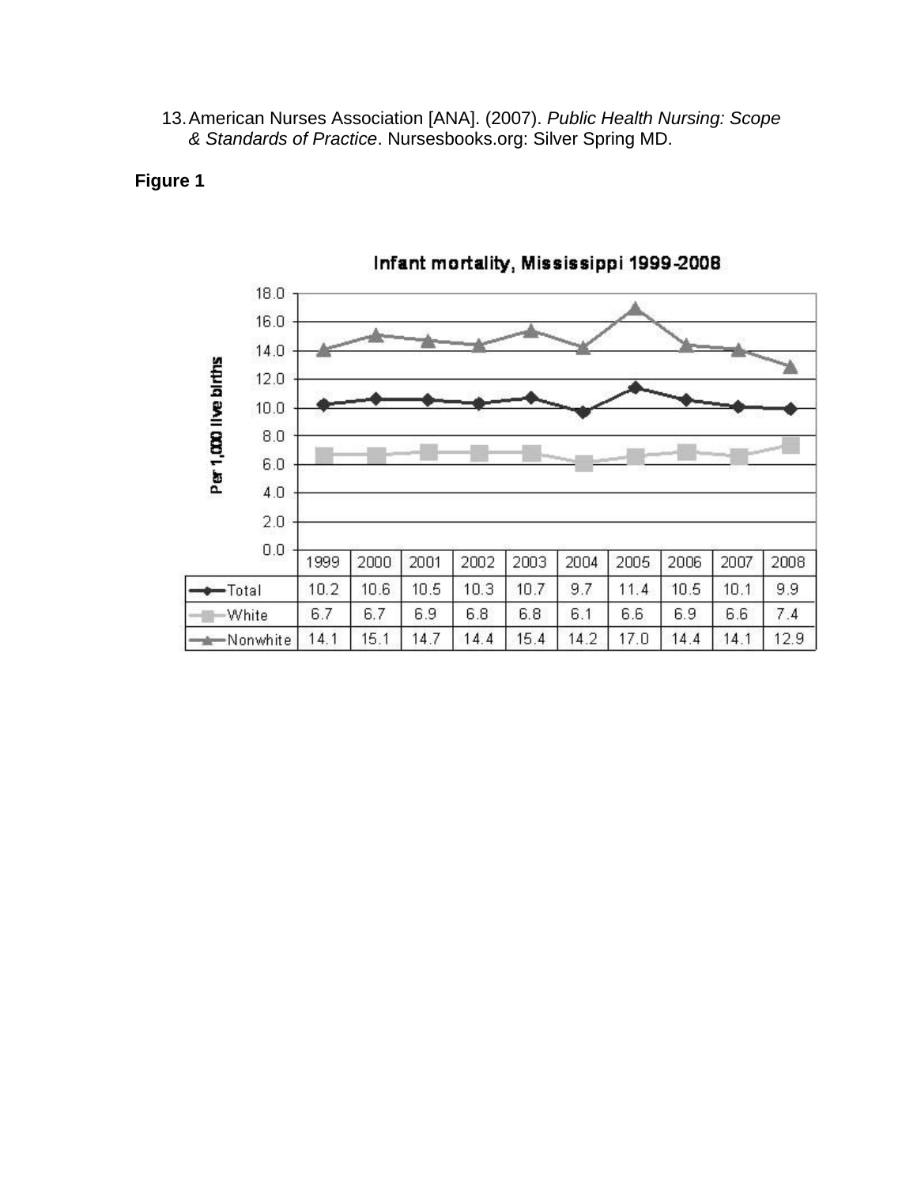13. American Nurses Association [ANA]. (2007). *Public Health Nursing: Scope & Standards of Practice*. Nursesbooks.org: Silver Spring MD.

**Figure 1**

Infant mortality, Mississippi 1999-2008

Per 1,000 live births

18.0
16.0
14.0
12.0
10.0
8.0
6.0
4.0
2.0
0.0

1999 2000 2001 2002 2003 2004 2005 2006 2007 2008

Total 10.2 10.6 10.5 10.3 10.7 9.7 11.4 10.5 10.1 9.9

White 6.7 6.7 6.9 6.8 6.8 6.1 6.6 6.9 6.6 7.4

Nonwhite 14.1 15.1 14.7 14.4 15.4 14.2 17.0 14.4 14.1 12.9